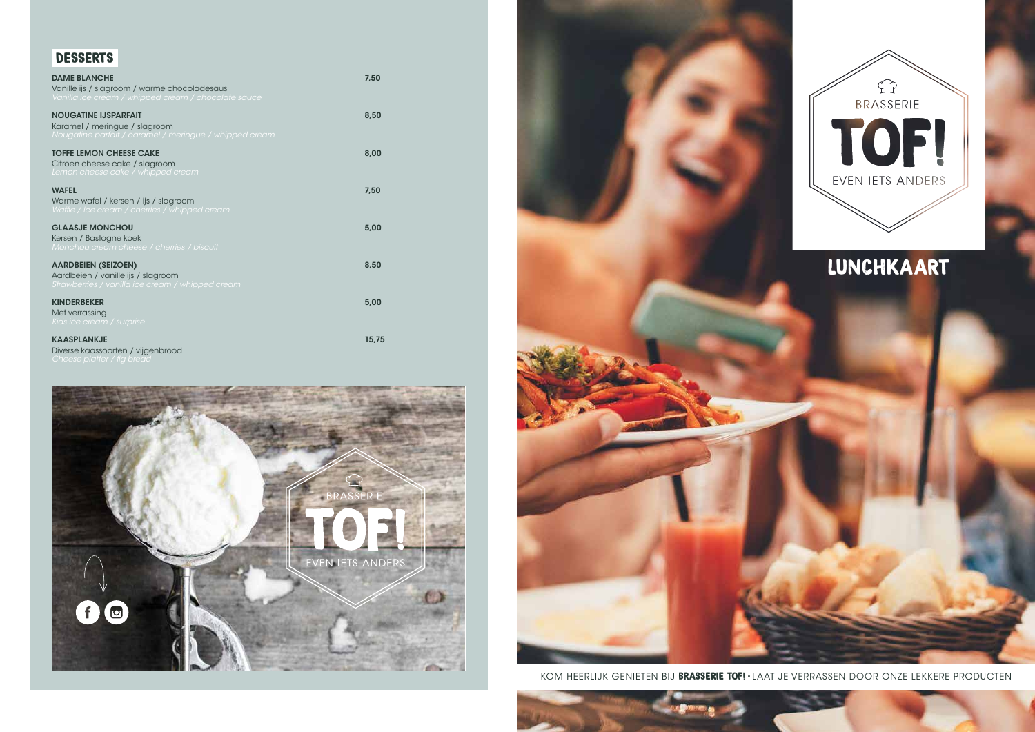## DESSERTS

**DAME BLANCHE** — 7,50
Vanille ijs / slagroom / warme chocoladesaus
*Vanilla ice cream / whipped cream / chocolate sauce*

**NOUGATINE IJSPARFAIT** — 8,50
Karamel / meringue / slagroom
*Nougatine parfait / caramel / meringue / whipped cream*

**TOFFE LEMON CHEESE CAKE** — 8,00
Citroen cheese cake / slagroom
*Lemon cheese cake / whipped cream*

**WAFEL** — 7,50
Warme wafel / kersen / ijs / slagroom
*Waffle / ice cream / cherries / whipped cream*

**GLAASJE MONCHOU** — 5,00
Kersen / Bastogne koek
*Monchou cream cheese / cherries / biscuit*

**AARDBEIEN (SEIZOEN)** — 8,50
Aardbeien / vanille ijs / slagroom
*Strawberries / vanilla ice cream / whipped cream*

**KINDERBEKER** — 5,00
Met verrassing
*Kids ice cream / surprise*

**KAASPLANKJE** — 15,75
Diverse kaassoorten / vijgenbrood
*Cheese platter / fig bread*

BRASSERIE
TOF!
EVEN IETS ANDERS

BRASSERIE
TOF!
EVEN IETS ANDERS

# LUNCHKAART

KOM HEERLIJK GENIETEN BIJ **BRASSERIE TOF!** • LAAT JE VERRASSEN DOOR ONZE LEKKERE PRODUCTEN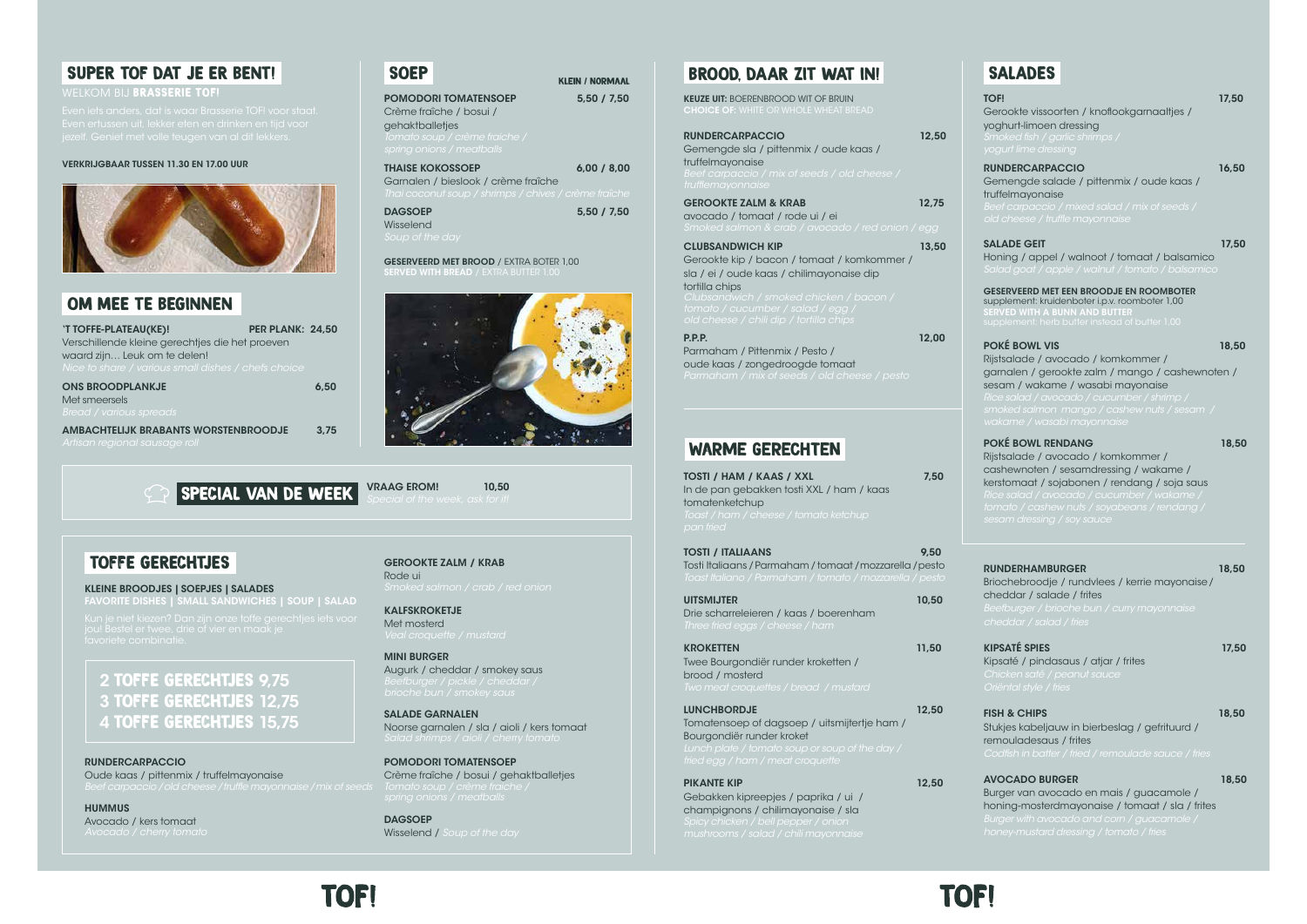## SUPER TOF DAT JE ER BENT!

WELKOM BIJ **BRASSERIE TOF!**

Even iets anders, dat is waar Brasserie TOF! voor staat. Even ertussen uit, lekker eten en drinken en tijd voor jezelf. Geniet met volle teugen van al dit lekkers.

**VERKRIJGBAAR TUSSEN 11.30 EN 17.00 UUR**

## OM MEE TE BEGINNEN

**'T TOFFE-PLATEAU(KE)!** — PER PLANK: 24,50
Verschillende kleine gerechtjes die het proeven waard zijn… Leuk om te delen!
*Nice to share / various small dishes / chefs choice*

**ONS BROODPLANKJE** — 6,50
Met smeersels
*Bread / various spreads*

**AMBACHTELIJK BRABANTS WORSTENBROODJE** — 3,75
*Artisan regional sausage roll*

## SOEP

KLEIN / NORMAAL

**POMODORI TOMATENSOEP** — 5,50 / 7,50
Crème fraîche / bosui / gehaktballetjes
*Tomato soup / crème fraiche / spring onions / meatballs*

**THAISE KOKOSSOEP** — 6,00 / 8,00
Garnalen / bieslook / crème fraîche
*Thai coconut soup / shrimps / chives / crème fraiche*

**DAGSOEP** — 5,50 / 7,50
Wisselend
*Soup of the day*

**GESERVEERD MET BROOD** / EXTRA BOTER 1,00
**SERVED WITH BREAD** / EXTRA BUTTER 1,00

## SPECIAL VAN DE WEEK

**VRAAG EROM!** — 10,50
*Special of the week, ask for it!*

## TOFFE GERECHTJES

**KLEINE BROODJES | SOEPJES | SALADES**
**FAVORITE DISHES | SMALL SANDWICHES | SOUP | SALAD**

Kun je niet kiezen? Dan zijn onze toffe gerechtjes iets voor jou! Bestel er twee, drie of vier en maak je favoriete combinatie.

**2 TOFFE GERECHTJES 9,75**
**3 TOFFE GERECHTJES 12,75**
**4 TOFFE GERECHTJES 15,75**

**RUNDERCARPACCIO**
Oude kaas / pittenmix / truffelmayonaise
*Beef carpaccio / old cheese / truffle mayonnaise / mix of seeds*

**HUMMUS**
Avocado / kers tomaat
*Avocado / cherry tomato*

**GEROOKTE ZALM / KRAB**
Rode ui
*Smoked salmon / crab / red onion*

**KALFSKROKETJE**
Met mosterd
*Veal croquette / mustard*

**MINI BURGER**
Augurk / cheddar / smokey saus
*Beefburger / pickle / cheddar / brioche bun / smokey saus*

**SALADE GARNALEN**
Noorse garnalen / sla / aioli / kers tomaat
*Salad shrimps / aioli / cherry tomato*

**POMODORI TOMATENSOEP**
Crème fraîche / bosui / gehaktballetjes
*Tomato soup / crème fraiche / spring onions / meatballs*

**DAGSOEP**
Wisselend / *Soup of the day*

## BROOD, DAAR ZIT WAT IN!

**KEUZE UIT:** BOERENBROOD WIT OF BRUIN
**CHOICE OF:** WHITE OR WHOLE WHEAT BREAD

**RUNDERCARPACCIO** — 12,50
Gemengde sla / pittenmix / oude kaas / truffelmayonaise
*Beef carpaccio / mix of seeds / old cheese / trufflemayonnaise*

**GEROOKTE ZALM & KRAB** — 12,75
avocado / tomaat / rode ui / ei
*Smoked salmon & crab / tomato / avocado / red onion / egg*

**CLUBSANDWICH KIP** — 13,50
Gerookte kip / bacon / tomaat / komkommer / sla / ei / oude kaas / chilimayonaise dip tortilla chips
*Clubsandwich / smoked chicken / bacon / tomato / cucumber / salad / egg / old cheese / chili dip / tortilla chips*

**P.P.P.** — 12,00
Parmaham / Pittenmix / Pesto / oude kaas / zongedroogde tomaat
*Parmaham / mix of seeds / old cheese / pesto*

## WARME GERECHTEN

**TOSTI / HAM / KAAS / XXL** — 7,50
In de pan gebakken tosti XXL / ham / kaas tomatenketchup
*Toast / ham / cheese / tomato ketchup pan fried*

**TOSTI / ITALIAANS** — 9,50
Tosti Italiaans / Parmaham / tomaat / mozzarella / pesto
*Toast Italiano / Parmaham / tomato / mozzarella / pesto*

**UITSMIJTER** — 10,50
Drie scharreleieren / kaas / boerenham
*Three fried eggs / cheese / ham*

**KROKETTEN** — 11,50
Twee Bourgondiër runder kroketten / brood / mosterd
*Two meat croquettes / bread / mustard*

**LUNCHBORDJE** — 12,50
Tomatensoep of dagsoep / uitsmijtertje ham / Bourgondiër runder kroket
*Lunch plate / tomato soup or soup of the day / fried egg / ham / meat croquette*

**PIKANTE KIP** — 12,50
Gebakken kipreepjes / paprika / ui / champignons / chilimayonaise / sla
*Spicy chicken / bell pepper / onion mushrooms / salad / chili mayonnaise*

## SALADES

**TOF!** — 17,50
Gerookte vissoorten / knoflookgarnaaltjes / yoghurt-limoen dressing
*Smoked fish / garlic shrimps / yogurt lime dressing*

**RUNDERCARPACCIO** — 16,50
Gemengde salade / pittenmix / oude kaas / truffelmayonaise
*Beef carpaccio / mixed salad / mix of seeds / old cheese / truffle mayonnaise*

**SALADE GEIT** — 17,50
Honing / appel / walnoot / tomaat / balsamico
*Salad goat / apple / walnut / tomato / balsamico*

**GESERVEERD MET EEN BROODJE EN ROOMBOTER**
supplement: kruidenboter i.p.v. roomboter 1,00
**SERVED WITH A BUNN AND BUTTER**
supplement: herb butter instead of butter 1,00

**POKÉ BOWL VIS** — 18,50
Rijstsalade / avocado / komkommer / garnalen / gerookte zalm / mango / cashewnoten / sesam / wakame / wasabi mayonaise
*Rice salad / avocado / cucumber / shrimp / smoked salmon mango / cashew nuts / sesam / wakame / wasabi mayonnaise*

**POKÉ BOWL RENDANG** — 18,50
Rijstsalade / avocado / komkommer / cashewnoten / sesamdressing / wakame / kerstomaat / sojabonen / rendang / soja saus
*Rice salad / avocado / cucumber / wakame / tomato / cashew nuts / soyabeans / rendang / sesam dressing / soy sauce*

**RUNDERHAMBURGER** — 18,50
Briochebroodje / rundvlees / kerrie mayonaise / cheddar / salade / frites
*Beefburger / brioche bun / curry mayonnaise cheddar / salad / fries*

**KIPSATÉ SPIES** — 17,50
Kipsaté / pindasaus / atjar / frites
*Chicken saté / peanut sauce Oriëntal style / fries*

**FISH & CHIPS** — 18,50
Stukjes kabeljauw in bierbeslag / gefrituurd / remouladesaus / frites
*Codfish in batter / fried / remoulade sauce / fries*

**AVOCADO BURGER** — 18,50
Burger van avocado en mais / guacamole / honing-mosterdmayonaise / tomaat / sla / frites
*Burger with avocado and corn / guacamole / honey-mustard dressing / tomato / fries*

TOF!

TOF!